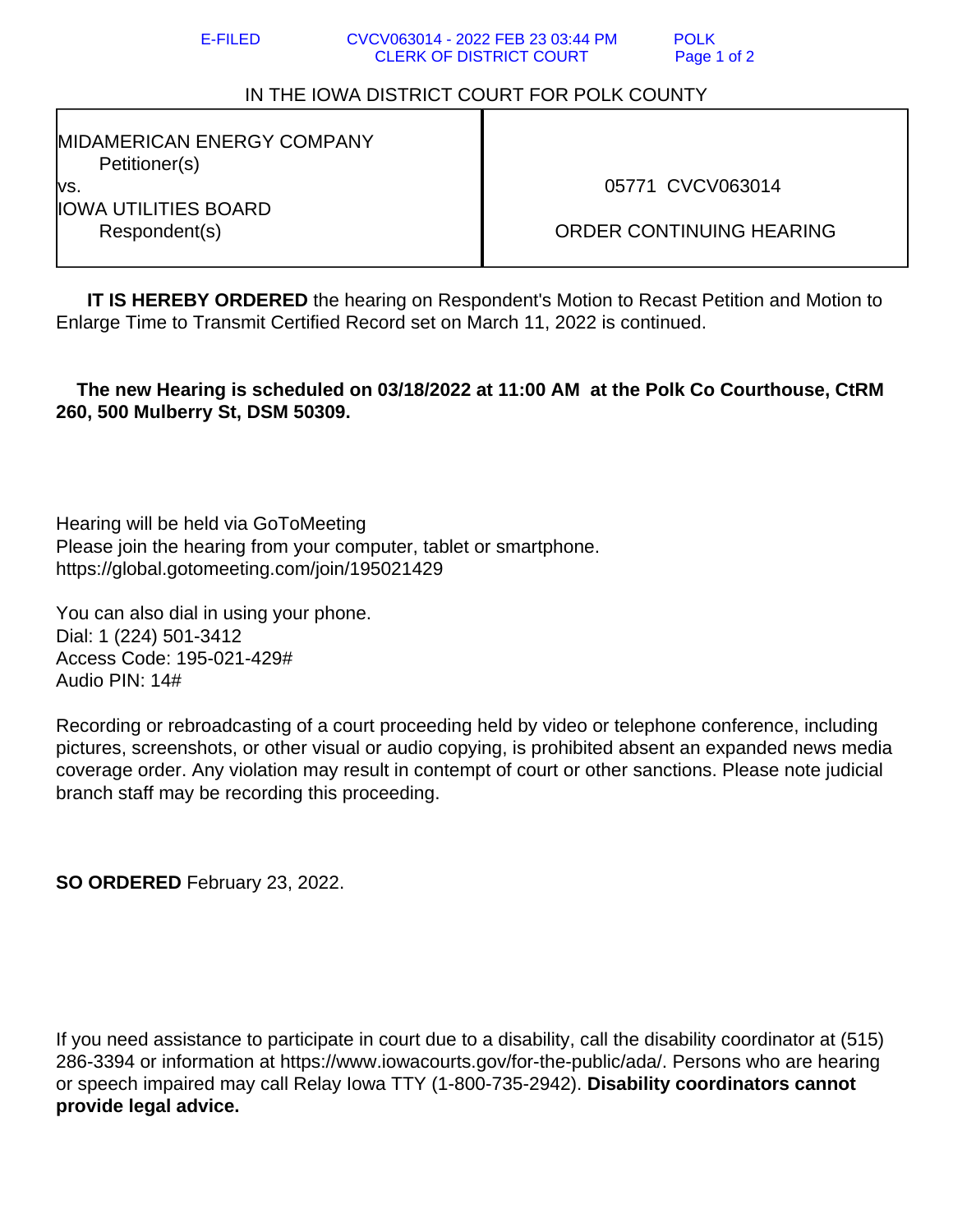IN THE IOWA DISTRICT COURT FOR POLK COUNTY

| MIDAMERICAN ENERGY COMPANY<br>Petitioner(s)<br>vs.<br>IOWA UTILITIES BOARD<br>Respondent(s) | 05771 CVCV063014<br><br>ORDER CONTINUING HEARING |
|---|---|

**IT IS HEREBY ORDERED** the hearing on Respondent's Motion to Recast Petition and Motion to Enlarge Time to Transmit Certified Record set on March 11, 2022 is continued.

**The new Hearing is scheduled on 03/18/2022 at 11:00 AM at the Polk Co Courthouse, CtRM 260, 500 Mulberry St, DSM 50309.**

Hearing will be held via GoToMeeting
Please join the hearing from your computer, tablet or smartphone.
https://global.gotomeeting.com/join/195021429

You can also dial in using your phone.
Dial: 1 (224) 501-3412
Access Code: 195-021-429#
Audio PIN: 14#

Recording or rebroadcasting of a court proceeding held by video or telephone conference, including pictures, screenshots, or other visual or audio copying, is prohibited absent an expanded news media coverage order. Any violation may result in contempt of court or other sanctions. Please note judicial branch staff may be recording this proceeding.

**SO ORDERED** February 23, 2022.

If you need assistance to participate in court due to a disability, call the disability coordinator at (515) 286-3394 or information at https://www.iowacourts.gov/for-the-public/ada/. Persons who are hearing or speech impaired may call Relay Iowa TTY (1-800-735-2942). **Disability coordinators cannot provide legal advice.**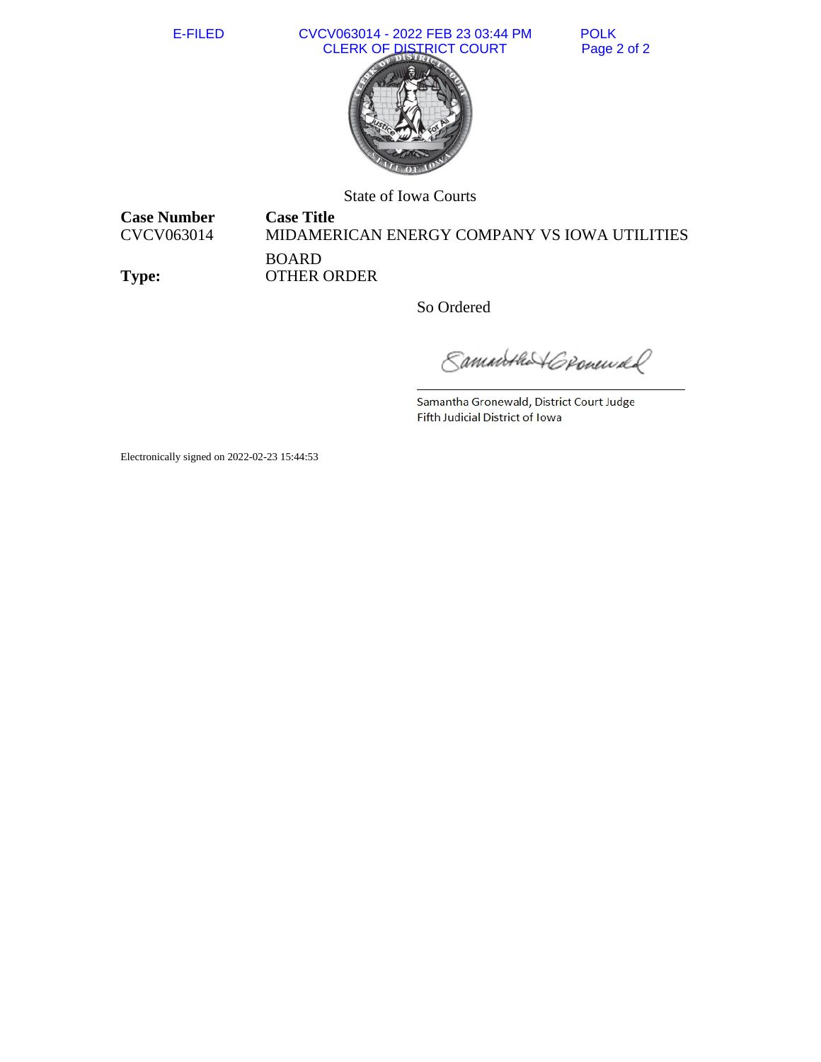State of Iowa Courts

| | |
|---|---|
| **Case Number** | **Case Title** |
| CVCV063014 | MIDAMERICAN ENERGY COMPANY VS IOWA UTILITIES BOARD |
| **Type:** | OTHER ORDER |

So Ordered

Samantha Gronewald, District Court Judge
Fifth Judicial District of Iowa

Electronically signed on 2022-02-23 15:44:53